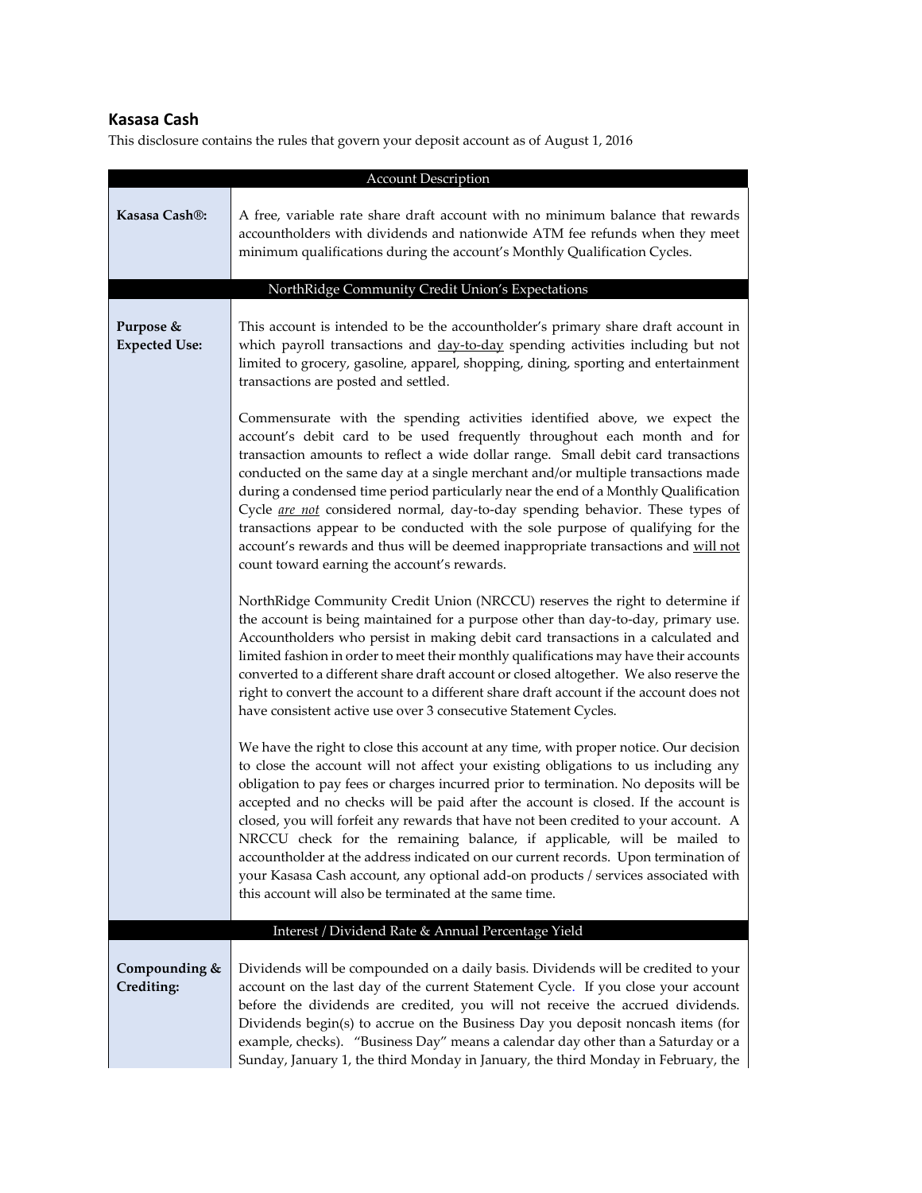## Kasasa Cash

This disclosure contains the rules that govern your deposit account as of August 1, 2016

| Account Description | |
|---|---|
| **Kasasa Cash®:** | A free, variable rate share draft account with no minimum balance that rewards accountholders with dividends and nationwide ATM fee refunds when they meet minimum qualifications during the account's Monthly Qualification Cycles. |
| **NorthRidge Community Credit Union's Expectations** | |
| **Purpose & Expected Use:** | This account is intended to be the accountholder's primary share draft account in which payroll transactions and day-to-day spending activities including but not limited to grocery, gasoline, apparel, shopping, dining, sporting and entertainment transactions are posted and settled.<br><br>Commensurate with the spending activities identified above, we expect the account's debit card to be used frequently throughout each month and for transaction amounts to reflect a wide dollar range. Small debit card transactions conducted on the same day at a single merchant and/or multiple transactions made during a condensed time period particularly near the end of a Monthly Qualification Cycle ***are not*** considered normal, day-to-day spending behavior. These types of transactions appear to be conducted with the sole purpose of qualifying for the account's rewards and thus will be deemed inappropriate transactions and will not count toward earning the account's rewards.<br><br>NorthRidge Community Credit Union (NRCCU) reserves the right to determine if the account is being maintained for a purpose other than day-to-day, primary use. Accountholders who persist in making debit card transactions in a calculated and limited fashion in order to meet their monthly qualifications may have their accounts converted to a different share draft account or closed altogether. We also reserve the right to convert the account to a different share draft account if the account does not have consistent active use over 3 consecutive Statement Cycles.<br><br>We have the right to close this account at any time, with proper notice. Our decision to close the account will not affect your existing obligations to us including any obligation to pay fees or charges incurred prior to termination. No deposits will be accepted and no checks will be paid after the account is closed. If the account is closed, you will forfeit any rewards that have not been credited to your account. A NRCCU check for the remaining balance, if applicable, will be mailed to accountholder at the address indicated on our current records. Upon termination of your Kasasa Cash account, any optional add-on products / services associated with this account will also be terminated at the same time. |
| **Interest / Dividend Rate & Annual Percentage Yield** | |
| **Compounding & Crediting:** | Dividends will be compounded on a daily basis. Dividends will be credited to your account on the last day of the current Statement Cycle. If you close your account before the dividends are credited, you will not receive the accrued dividends. Dividends begin(s) to accrue on the Business Day you deposit noncash items (for example, checks). "Business Day" means a calendar day other than a Saturday or a Sunday, January 1, the third Monday in January, the third Monday in February, the |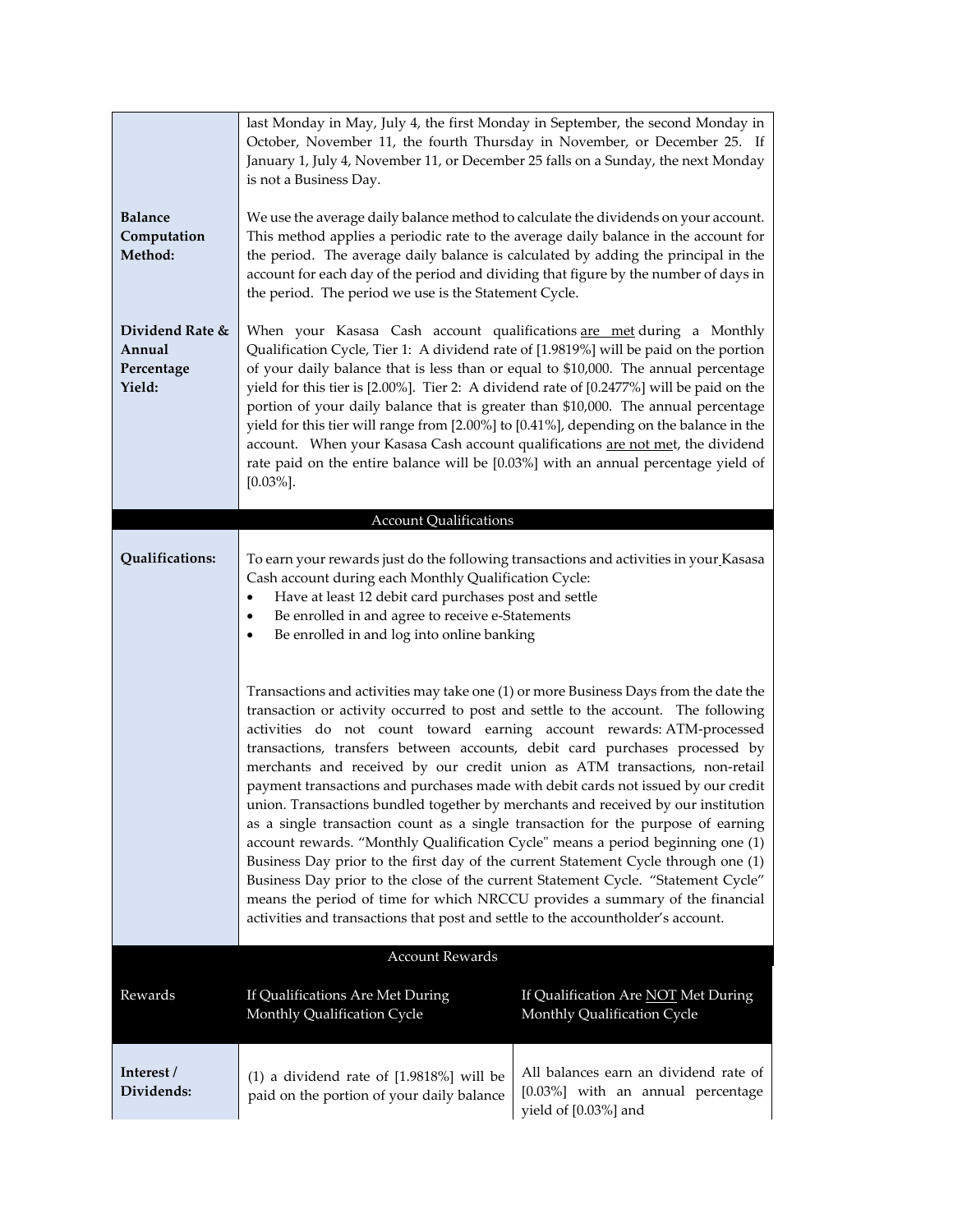| | |
|---|---|
| | last Monday in May, July 4, the first Monday in September, the second Monday in October, November 11, the fourth Thursday in November, or December 25. If January 1, July 4, November 11, or December 25 falls on a Sunday, the next Monday is not a Business Day. |
| **Balance Computation Method:** | We use the average daily balance method to calculate the dividends on your account. This method applies a periodic rate to the average daily balance in the account for the period. The average daily balance is calculated by adding the principal in the account for each day of the period and dividing that figure by the number of days in the period. The period we use is the Statement Cycle. |
| **Dividend Rate & Annual Percentage Yield:** | When your Kasasa Cash account qualifications <u>are met</u> during a Monthly Qualification Cycle, Tier 1: A dividend rate of [1.9819%] will be paid on the portion of your daily balance that is less than or equal to $10,000. The annual percentage yield for this tier is [2.00%]. Tier 2: A dividend rate of [0.2477%] will be paid on the portion of your daily balance that is greater than $10,000. The annual percentage yield for this tier will range from [2.00%] to [0.41%], depending on the balance in the account. When your Kasasa Cash account qualifications <u>are not met</u>, the dividend rate paid on the entire balance will be [0.03%] with an annual percentage yield of [0.03%]. |

## Account Qualifications

| | |
|---|---|
| **Qualifications:** | To earn your rewards just do the following transactions and activities in your Kasasa Cash account during each Monthly Qualification Cycle:<br>• Have at least 12 debit card purchases post and settle<br>• Be enrolled in and agree to receive e-Statements<br>• Be enrolled in and log into online banking<br><br>Transactions and activities may take one (1) or more Business Days from the date the transaction or activity occurred to post and settle to the account. The following activities do not count toward earning account rewards: ATM-processed transactions, transfers between accounts, debit card purchases processed by merchants and received by our credit union as ATM transactions, non-retail payment transactions and purchases made with debit cards not issued by our credit union. Transactions bundled together by merchants and received by our institution as a single transaction count as a single transaction for the purpose of earning account rewards. "Monthly Qualification Cycle" means a period beginning one (1) Business Day prior to the first day of the current Statement Cycle through one (1) Business Day prior to the close of the current Statement Cycle. "Statement Cycle" means the period of time for which NRCCU provides a summary of the financial activities and transactions that post and settle to the accountholder's account. |

## Account Rewards

| Rewards | If Qualifications Are Met During Monthly Qualification Cycle | If Qualification Are <u>NOT</u> Met During Monthly Qualification Cycle |
|---|---|---|
| **Interest / Dividends:** | (1) a dividend rate of [1.9818%] will be paid on the portion of your daily balance | All balances earn an dividend rate of [0.03%] with an annual percentage yield of [0.03%] and |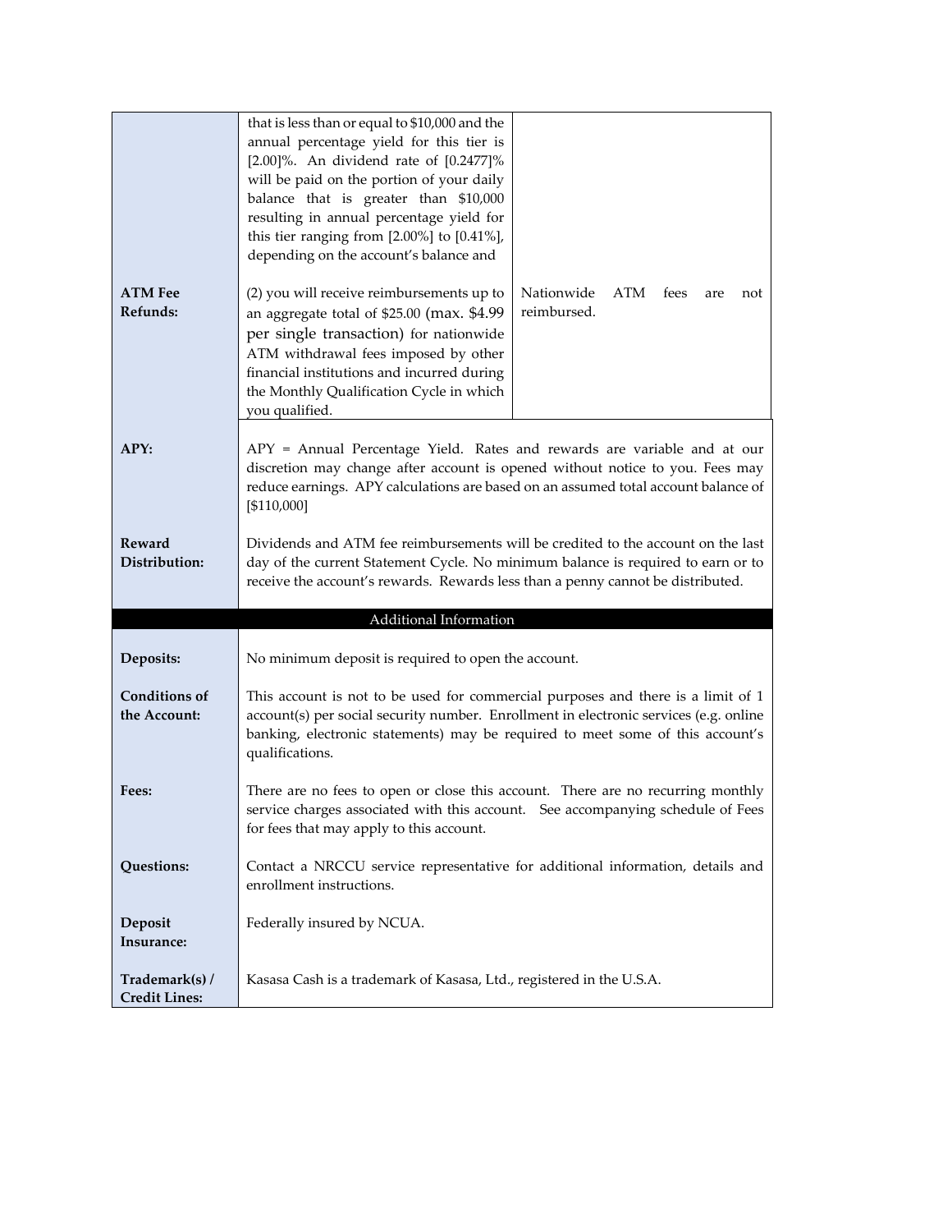| | | |
|---|---|---|
| | that is less than or equal to $10,000 and the annual percentage yield for this tier is [2.00]%. An dividend rate of [0.2477]% will be paid on the portion of your daily balance that is greater than $10,000 resulting in annual percentage yield for this tier ranging from [2.00%] to [0.41%], depending on the account's balance and | |
| **ATM Fee Refunds:** | (2) you will receive reimbursements up to an aggregate total of $25.00 (max. $4.99 per single transaction) for nationwide ATM withdrawal fees imposed by other financial institutions and incurred during the Monthly Qualification Cycle in which you qualified. | Nationwide ATM fees are not reimbursed. |
| **APY:** | APY = Annual Percentage Yield. Rates and rewards are variable and at our discretion may change after account is opened without notice to you. Fees may reduce earnings. APY calculations are based on an assumed total account balance of [$110,000] | |
| **Reward Distribution:** | Dividends and ATM fee reimbursements will be credited to the account on the last day of the current Statement Cycle. No minimum balance is required to earn or to receive the account's rewards. Rewards less than a penny cannot be distributed. | |

## Additional Information

| | |
|---|---|
| **Deposits:** | No minimum deposit is required to open the account. |
| **Conditions of the Account:** | This account is not to be used for commercial purposes and there is a limit of 1 account(s) per social security number. Enrollment in electronic services (e.g. online banking, electronic statements) may be required to meet some of this account's qualifications. |
| **Fees:** | There are no fees to open or close this account. There are no recurring monthly service charges associated with this account. See accompanying schedule of Fees for fees that may apply to this account. |
| **Questions:** | Contact a NRCCU service representative for additional information, details and enrollment instructions. |
| **Deposit Insurance:** | Federally insured by NCUA. |
| **Trademark(s) / Credit Lines:** | Kasasa Cash is a trademark of Kasasa, Ltd., registered in the U.S.A. |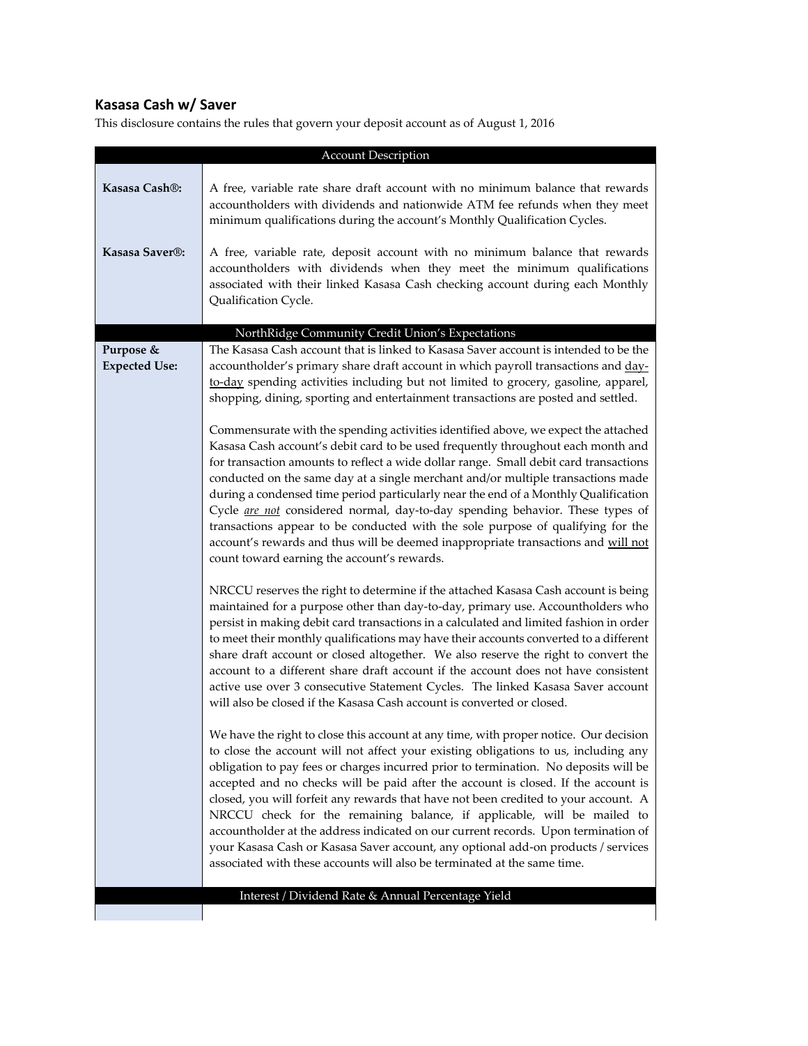## Kasasa Cash w/ Saver

This disclosure contains the rules that govern your deposit account as of August 1, 2016

| Account Description | |
|---|---|
| **Kasasa Cash®:** | A free, variable rate share draft account with no minimum balance that rewards accountholders with dividends and nationwide ATM fee refunds when they meet minimum qualifications during the account's Monthly Qualification Cycles. |
| **Kasasa Saver®:** | A free, variable rate, deposit account with no minimum balance that rewards accountholders with dividends when they meet the minimum qualifications associated with their linked Kasasa Cash checking account during each Monthly Qualification Cycle. |
| **NorthRidge Community Credit Union's Expectations** | |
| **Purpose & Expected Use:** | The Kasasa Cash account that is linked to Kasasa Saver account is intended to be the accountholder's primary share draft account in which payroll transactions and <u>day-to-day</u> spending activities including but not limited to grocery, gasoline, apparel, shopping, dining, sporting and entertainment transactions are posted and settled.<br><br>Commensurate with the spending activities identified above, we expect the attached Kasasa Cash account's debit card to be used frequently throughout each month and for transaction amounts to reflect a wide dollar range. Small debit card transactions conducted on the same day at a single merchant and/or multiple transactions made during a condensed time period particularly near the end of a Monthly Qualification Cycle <u>*are not*</u> considered normal, day-to-day spending behavior. These types of transactions appear to be conducted with the sole purpose of qualifying for the account's rewards and thus will be deemed inappropriate transactions and <u>will not</u> count toward earning the account's rewards.<br><br>NRCCU reserves the right to determine if the attached Kasasa Cash account is being maintained for a purpose other than day-to-day, primary use. Accountholders who persist in making debit card transactions in a calculated and limited fashion in order to meet their monthly qualifications may have their accounts converted to a different share draft account or closed altogether. We also reserve the right to convert the account to a different share draft account if the account does not have consistent active use over 3 consecutive Statement Cycles. The linked Kasasa Saver account will also be closed if the Kasasa Cash account is converted or closed.<br><br>We have the right to close this account at any time, with proper notice. Our decision to close the account will not affect your existing obligations to us, including any obligation to pay fees or charges incurred prior to termination. No deposits will be accepted and no checks will be paid after the account is closed. If the account is closed, you will forfeit any rewards that have not been credited to your account. A NRCCU check for the remaining balance, if applicable, will be mailed to accountholder at the address indicated on our current records. Upon termination of your Kasasa Cash or Kasasa Saver account, any optional add-on products / services associated with these accounts will also be terminated at the same time. |
| **Interest / Dividend Rate & Annual Percentage Yield** | |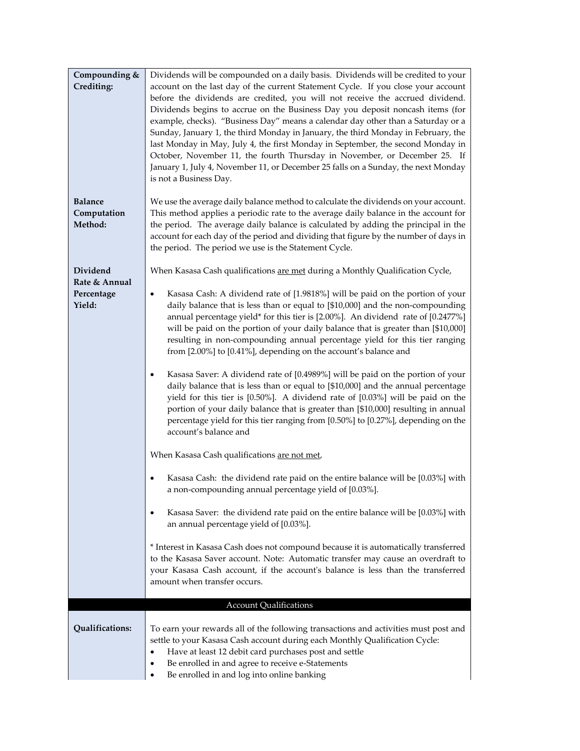| | |
|---|---|
| **Compounding & Crediting:** | Dividends will be compounded on a daily basis. Dividends will be credited to your account on the last day of the current Statement Cycle. If you close your account before the dividends are credited, you will not receive the accrued dividend. Dividends begins to accrue on the Business Day you deposit noncash items (for example, checks). "Business Day" means a calendar day other than a Saturday or a Sunday, January 1, the third Monday in January, the third Monday in February, the last Monday in May, July 4, the first Monday in September, the second Monday in October, November 11, the fourth Thursday in November, or December 25. If January 1, July 4, November 11, or December 25 falls on a Sunday, the next Monday is not a Business Day. |
| **Balance Computation Method:** | We use the average daily balance method to calculate the dividends on your account. This method applies a periodic rate to the average daily balance in the account for the period. The average daily balance is calculated by adding the principal in the account for each day of the period and dividing that figure by the number of days in the period. The period we use is the Statement Cycle. |
| **Dividend Rate & Annual Percentage Yield:** | When Kasasa Cash qualifications <u>are met</u> during a Monthly Qualification Cycle,<br><br>• Kasasa Cash: A dividend rate of [1.9818%] will be paid on the portion of your daily balance that is less than or equal to [$10,000] and the non-compounding annual percentage yield* for this tier is [2.00%]. An dividend rate of [0.2477%] will be paid on the portion of your daily balance that is greater than [$10,000] resulting in non-compounding annual percentage yield for this tier ranging from [2.00%] to [0.41%], depending on the account's balance and<br><br>• Kasasa Saver: A dividend rate of [0.4989%] will be paid on the portion of your daily balance that is less than or equal to [$10,000] and the annual percentage yield for this tier is [0.50%]. A dividend rate of [0.03%] will be paid on the portion of your daily balance that is greater than [$10,000] resulting in annual percentage yield for this tier ranging from [0.50%] to [0.27%], depending on the account's balance and<br><br>When Kasasa Cash qualifications <u>are not met</u>,<br><br>• Kasasa Cash: the dividend rate paid on the entire balance will be [0.03%] with a non-compounding annual percentage yield of [0.03%].<br><br>• Kasasa Saver: the dividend rate paid on the entire balance will be [0.03%] with an annual percentage yield of [0.03%].<br><br>* Interest in Kasasa Cash does not compound because it is automatically transferred to the Kasasa Saver account. Note: Automatic transfer may cause an overdraft to your Kasasa Cash account, if the account's balance is less than the transferred amount when transfer occurs. |
| **Account Qualifications** | |
| **Qualifications:** | To earn your rewards all of the following transactions and activities must post and settle to your Kasasa Cash account during each Monthly Qualification Cycle:<br>• Have at least 12 debit card purchases post and settle<br>• Be enrolled in and agree to receive e-Statements<br>• Be enrolled in and log into online banking |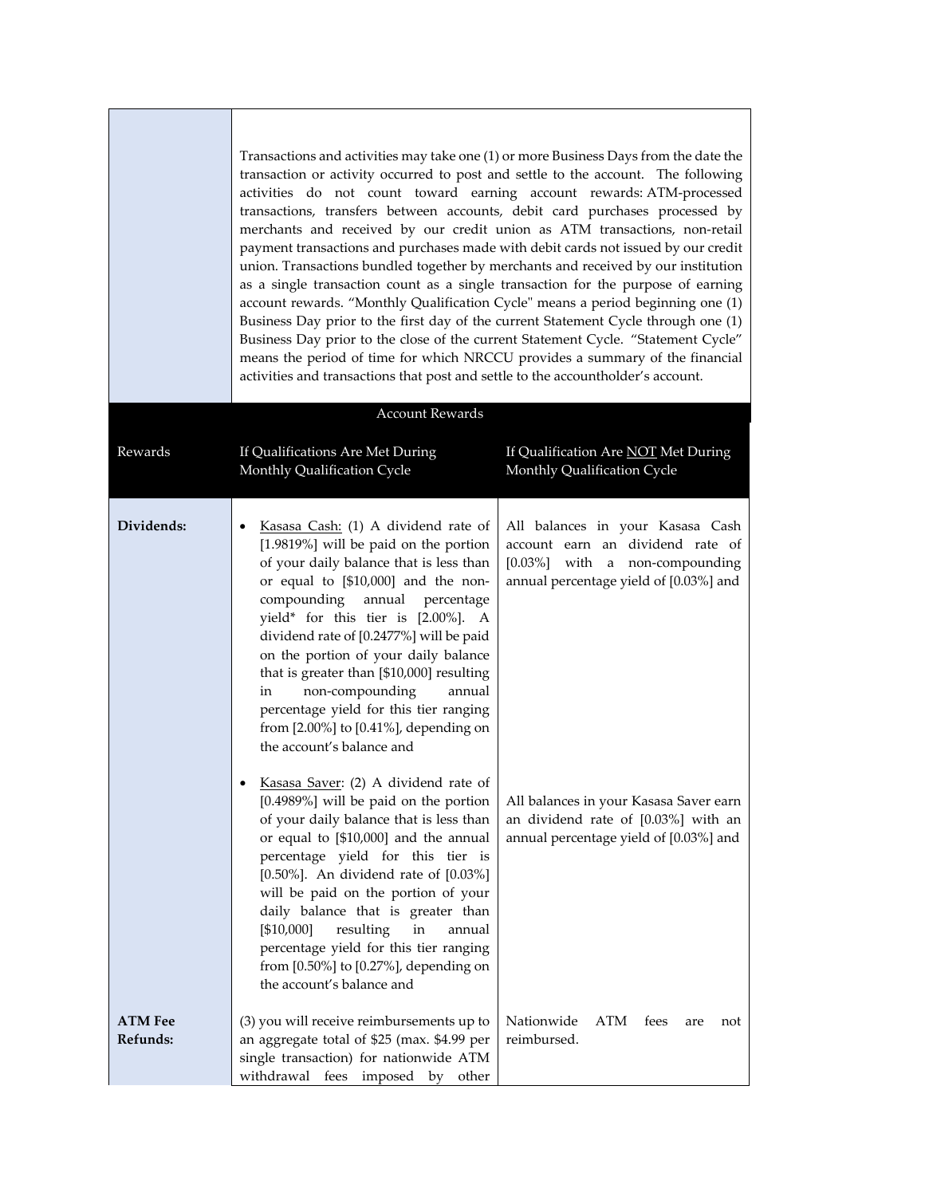Transactions and activities may take one (1) or more Business Days from the date the transaction or activity occurred to post and settle to the account. The following activities do not count toward earning account rewards: ATM-processed transactions, transfers between accounts, debit card purchases processed by merchants and received by our credit union as ATM transactions, non-retail payment transactions and purchases made with debit cards not issued by our credit union. Transactions bundled together by merchants and received by our institution as a single transaction count as a single transaction for the purpose of earning account rewards. "Monthly Qualification Cycle" means a period beginning one (1) Business Day prior to the first day of the current Statement Cycle through one (1) Business Day prior to the close of the current Statement Cycle. "Statement Cycle" means the period of time for which NRCCU provides a summary of the financial activities and transactions that post and settle to the accountholder's account.

| Account Rewards | | |
|---|---|---|
| Rewards | If Qualifications Are Met During Monthly Qualification Cycle | If Qualification Are NOT Met During Monthly Qualification Cycle |
| **Dividends:** | • Kasasa Cash: (1) A dividend rate of [1.9819%] will be paid on the portion of your daily balance that is less than or equal to [$10,000] and the non-compounding annual percentage yield* for this tier is [2.00%]. A dividend rate of [0.2477%] will be paid on the portion of your daily balance that is greater than [$10,000] resulting in non-compounding annual percentage yield for this tier ranging from [2.00%] to [0.41%], depending on the account's balance and | All balances in your Kasasa Cash account earn an dividend rate of [0.03%] with a non-compounding annual percentage yield of [0.03%] and |
| | • Kasasa Saver: (2) A dividend rate of [0.4989%] will be paid on the portion of your daily balance that is less than or equal to [$10,000] and the annual percentage yield for this tier is [0.50%]. An dividend rate of [0.03%] will be paid on the portion of your daily balance that is greater than [$10,000] resulting in annual percentage yield for this tier ranging from [0.50%] to [0.27%], depending on the account's balance and | All balances in your Kasasa Saver earn an dividend rate of [0.03%] with an annual percentage yield of [0.03%] and |
| **ATM Fee Refunds:** | (3) you will receive reimbursements up to an aggregate total of $25 (max. $4.99 per single transaction) for nationwide ATM withdrawal fees imposed by other | Nationwide ATM fees are not reimbursed. |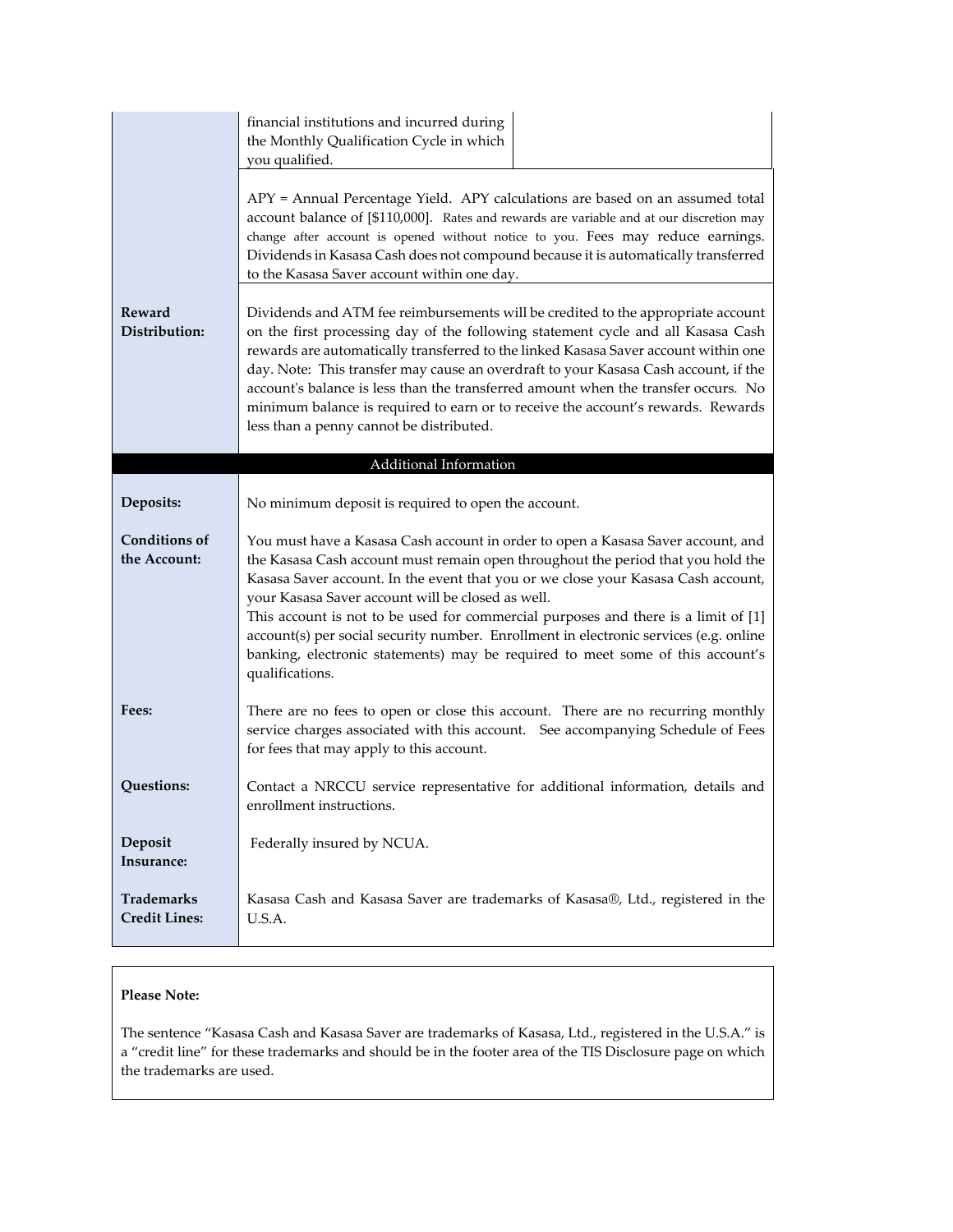| | | |
|---|---|---|
| | financial institutions and incurred during the Monthly Qualification Cycle in which you qualified. | |
| | APY = Annual Percentage Yield. APY calculations are based on an assumed total account balance of [$110,000]. Rates and rewards are variable and at our discretion may change after account is opened without notice to you. Fees may reduce earnings. Dividends in Kasasa Cash does not compound because it is automatically transferred to the Kasasa Saver account within one day. | |
| **Reward Distribution:** | Dividends and ATM fee reimbursements will be credited to the appropriate account on the first processing day of the following statement cycle and all Kasasa Cash rewards are automatically transferred to the linked Kasasa Saver account within one day. Note: This transfer may cause an overdraft to your Kasasa Cash account, if the account's balance is less than the transferred amount when the transfer occurs. No minimum balance is required to earn or to receive the account's rewards. Rewards less than a penny cannot be distributed. | |

## Additional Information

| | |
|---|---|
| **Deposits:** | No minimum deposit is required to open the account. |
| **Conditions of the Account:** | You must have a Kasasa Cash account in order to open a Kasasa Saver account, and the Kasasa Cash account must remain open throughout the period that you hold the Kasasa Saver account. In the event that you or we close your Kasasa Cash account, your Kasasa Saver account will be closed as well.<br>This account is not to be used for commercial purposes and there is a limit of [1] account(s) per social security number. Enrollment in electronic services (e.g. online banking, electronic statements) may be required to meet some of this account's qualifications. |
| **Fees:** | There are no fees to open or close this account. There are no recurring monthly service charges associated with this account. See accompanying Schedule of Fees for fees that may apply to this account. |
| **Questions:** | Contact a NRCCU service representative for additional information, details and enrollment instructions. |
| **Deposit Insurance:** | Federally insured by NCUA. |
| **Trademarks Credit Lines:** | Kasasa Cash and Kasasa Saver are trademarks of Kasasa®, Ltd., registered in the U.S.A. |

**Please Note:**

The sentence "Kasasa Cash and Kasasa Saver are trademarks of Kasasa, Ltd., registered in the U.S.A." is a "credit line" for these trademarks and should be in the footer area of the TIS Disclosure page on which the trademarks are used.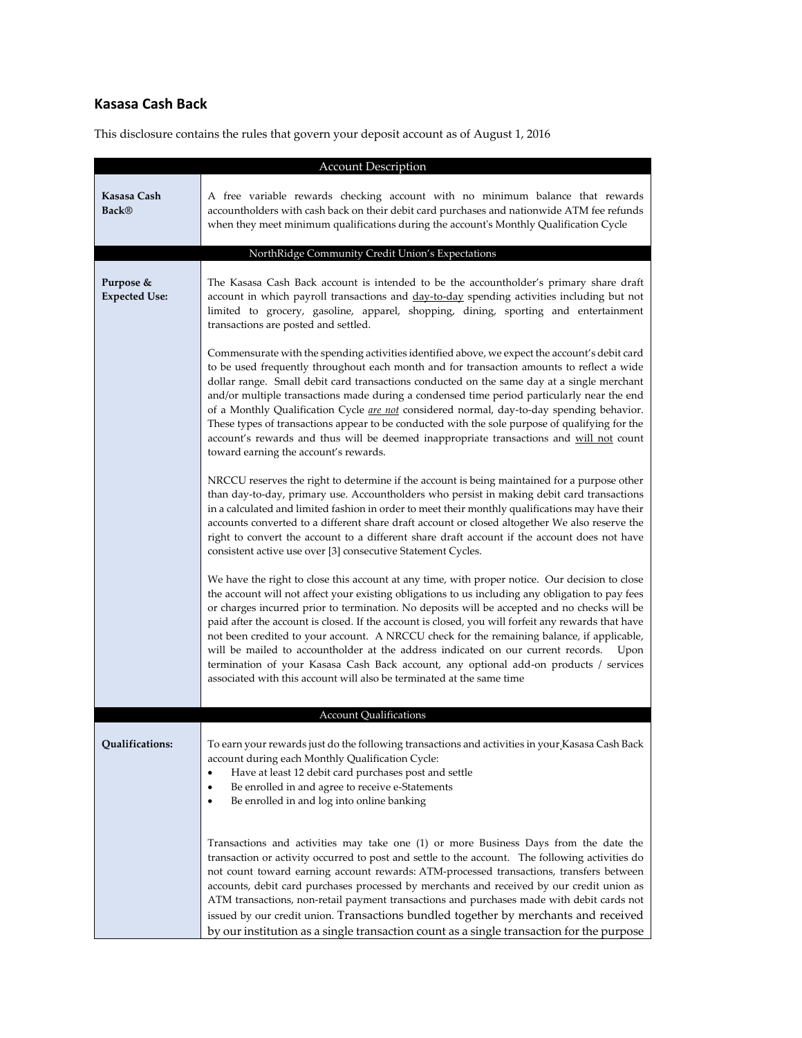## Kasasa Cash Back

This disclosure contains the rules that govern your deposit account as of August 1, 2016

| Account Description | |
|---|---|
| **Kasasa Cash Back®** | A free variable rewards checking account with no minimum balance that rewards accountholders with cash back on their debit card purchases and nationwide ATM fee refunds when they meet minimum qualifications during the account's Monthly Qualification Cycle |
| **NorthRidge Community Credit Union's Expectations** | |
| **Purpose & Expected Use:** | The Kasasa Cash Back account is intended to be the accountholder's primary share draft account in which payroll transactions and day-to-day spending activities including but not limited to grocery, gasoline, apparel, shopping, dining, sporting and entertainment transactions are posted and settled.<br><br>Commensurate with the spending activities identified above, we expect the account's debit card to be used frequently throughout each month and for transaction amounts to reflect a wide dollar range. Small debit card transactions conducted on the same day at a single merchant and/or multiple transactions made during a condensed time period particularly near the end of a Monthly Qualification Cycle ***are not*** considered normal, day-to-day spending behavior. These types of transactions appear to be conducted with the sole purpose of qualifying for the account's rewards and thus will be deemed inappropriate transactions and will not count toward earning the account's rewards.<br><br>NRCCU reserves the right to determine if the account is being maintained for a purpose other than day-to-day, primary use. Accountholders who persist in making debit card transactions in a calculated and limited fashion in order to meet their monthly qualifications may have their accounts converted to a different share draft account or closed altogether We also reserve the right to convert the account to a different share draft account if the account does not have consistent active use over [3] consecutive Statement Cycles.<br><br>We have the right to close this account at any time, with proper notice. Our decision to close the account will not affect your existing obligations to us including any obligation to pay fees or charges incurred prior to termination. No deposits will be accepted and no checks will be paid after the account is closed. If the account is closed, you will forfeit any rewards that have not been credited to your account. A NRCCU check for the remaining balance, if applicable, will be mailed to accountholder at the address indicated on our current records. Upon termination of your Kasasa Cash Back account, any optional add-on products / services associated with this account will also be terminated at the same time |
| **Account Qualifications** | |
| **Qualifications:** | To earn your rewards just do the following transactions and activities in your Kasasa Cash Back account during each Monthly Qualification Cycle:<br>• Have at least 12 debit card purchases post and settle<br>• Be enrolled in and agree to receive e-Statements<br>• Be enrolled in and log into online banking<br><br>Transactions and activities may take one (1) or more Business Days from the date the transaction or activity occurred to post and settle to the account. The following activities do not count toward earning account rewards: ATM-processed transactions, transfers between accounts, debit card purchases processed by merchants and received by our credit union as ATM transactions, non-retail payment transactions and purchases made with debit cards not issued by our credit union. Transactions bundled together by merchants and received by our institution as a single transaction count as a single transaction for the purpose |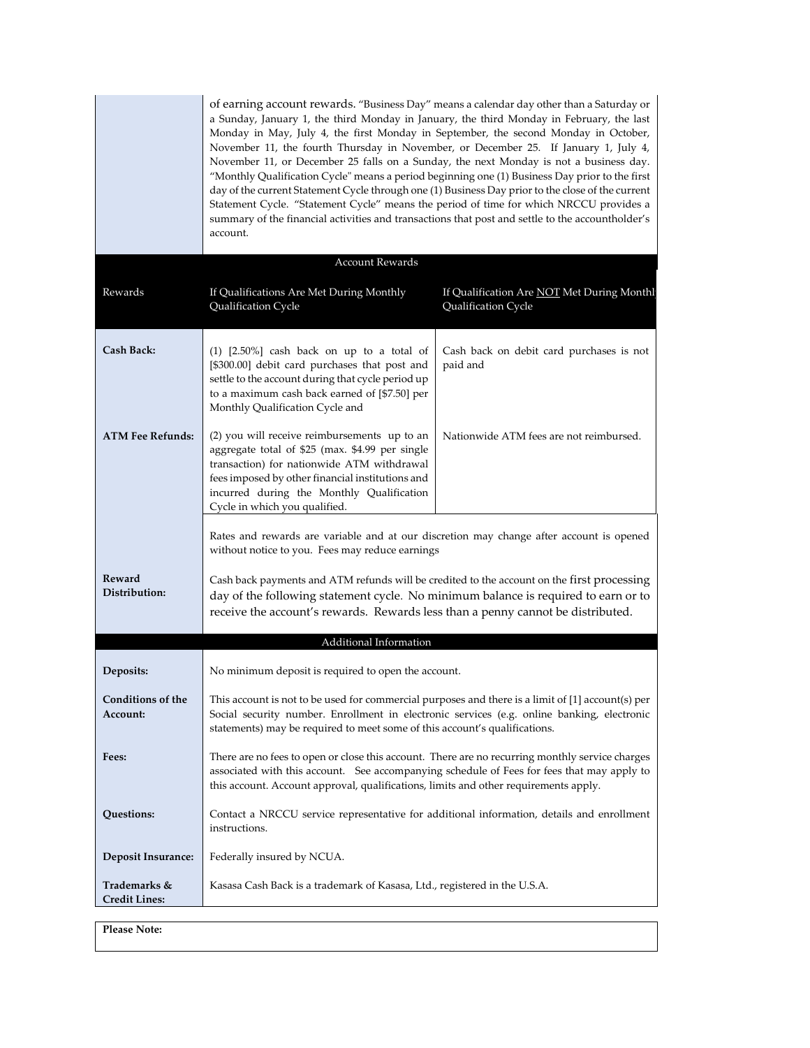|  | of earning account rewards. "Business Day" means a calendar day other than a Saturday or a Sunday, January 1, the third Monday in January, the third Monday in February, the last Monday in May, July 4, the first Monday in September, the second Monday in October, November 11, the fourth Thursday in November, or December 25. If January 1, July 4, November 11, or December 25 falls on a Sunday, the next Monday is not a business day. "Monthly Qualification Cycle" means a period beginning one (1) Business Day prior to the first day of the current Statement Cycle through one (1) Business Day prior to the close of the current Statement Cycle. "Statement Cycle" means the period of time for which NRCCU provides a summary of the financial activities and transactions that post and settle to the accountholder's account. |
|---|---|

**Account Rewards**

| Rewards | If Qualifications Are Met During Monthly Qualification Cycle | If Qualification Are NOT Met During Monthly Qualification Cycle |
|---|---|---|
| **Cash Back:** | (1) [2.50%] cash back on up to a total of [$300.00] debit card purchases that post and settle to the account during that cycle period up to a maximum cash back earned of [$7.50] per Monthly Qualification Cycle and | Cash back on debit card purchases is not paid and |
| **ATM Fee Refunds:** | (2) you will receive reimbursements up to an aggregate total of $25 (max. $4.99 per single transaction) for nationwide ATM withdrawal fees imposed by other financial institutions and incurred during the Monthly Qualification Cycle in which you qualified. | Nationwide ATM fees are not reimbursed. |
|  | Rates and rewards are variable and at our discretion may change after account is opened without notice to you. Fees may reduce earnings | |
| **Reward Distribution:** | Cash back payments and ATM refunds will be credited to the account on the first processing day of the following statement cycle. No minimum balance is required to earn or to receive the account's rewards. Rewards less than a penny cannot be distributed. | |

**Additional Information**

|  |  |
|---|---|
| **Deposits:** | No minimum deposit is required to open the account. |
| **Conditions of the Account:** | This account is not to be used for commercial purposes and there is a limit of [1] account(s) per Social security number. Enrollment in electronic services (e.g. online banking, electronic statements) may be required to meet some of this account's qualifications. |
| **Fees:** | There are no fees to open or close this account. There are no recurring monthly service charges associated with this account. See accompanying schedule of Fees for fees that may apply to this account. Account approval, qualifications, limits and other requirements apply. |
| **Questions:** | Contact a NRCCU service representative for additional information, details and enrollment instructions. |
| **Deposit Insurance:** | Federally insured by NCUA. |
| **Trademarks & Credit Lines:** | Kasasa Cash Back is a trademark of Kasasa, Ltd., registered in the U.S.A. |

**Please Note:**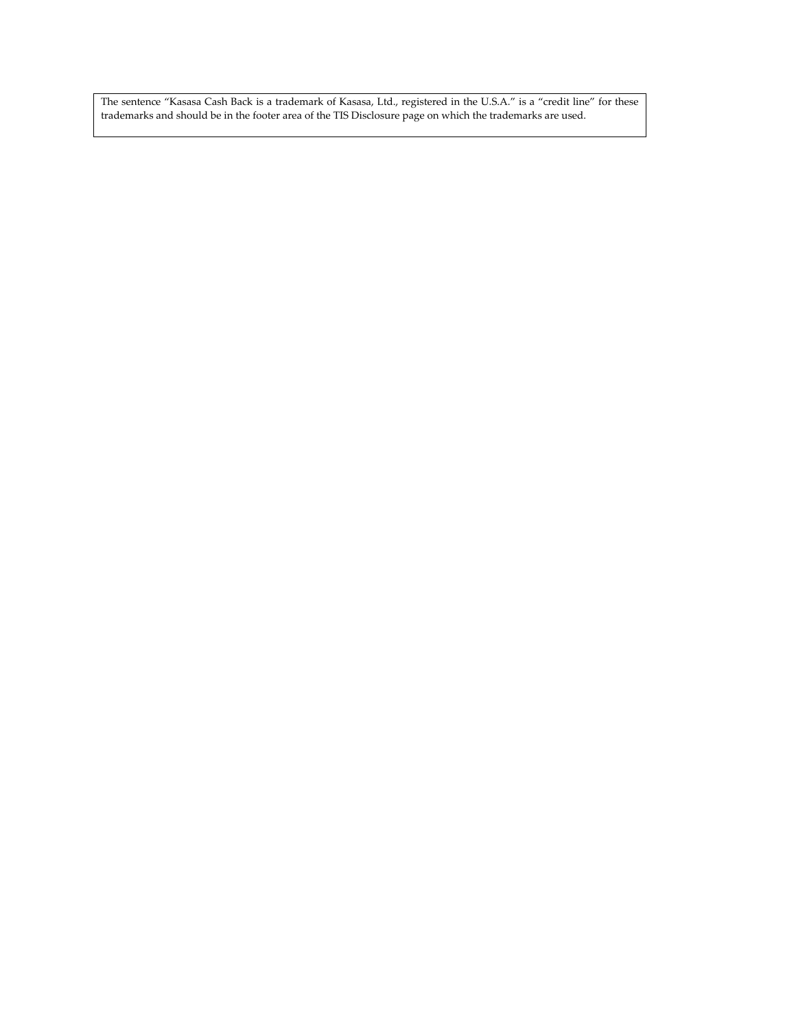The sentence "Kasasa Cash Back is a trademark of Kasasa, Ltd., registered in the U.S.A." is a "credit line" for these trademarks and should be in the footer area of the TIS Disclosure page on which the trademarks are used.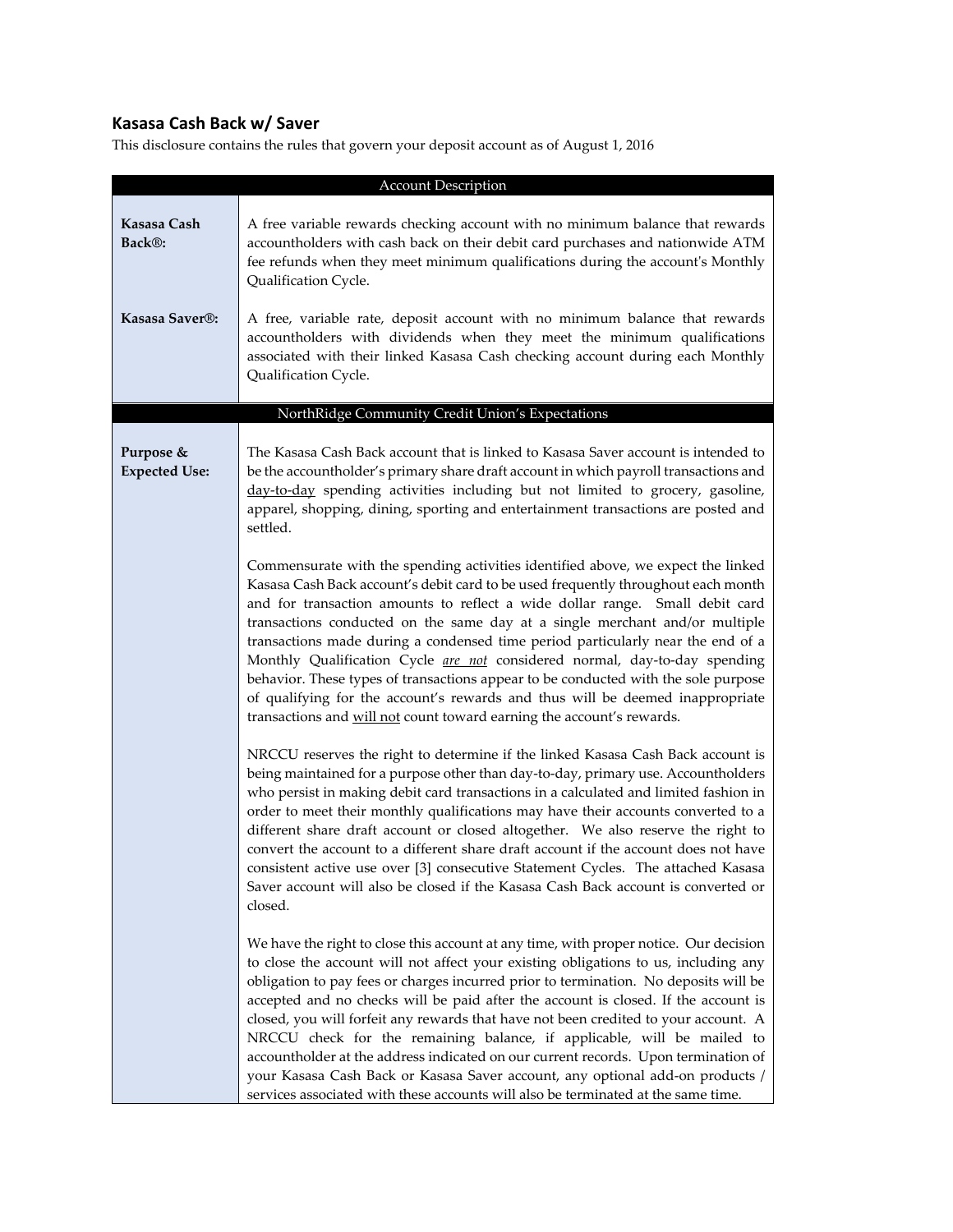## Kasasa Cash Back w/ Saver

This disclosure contains the rules that govern your deposit account as of August 1, 2016

| Account Description | |
|---|---|
| **Kasasa Cash Back®:** | A free variable rewards checking account with no minimum balance that rewards accountholders with cash back on their debit card purchases and nationwide ATM fee refunds when they meet minimum qualifications during the account's Monthly Qualification Cycle. |
| **Kasasa Saver®:** | A free, variable rate, deposit account with no minimum balance that rewards accountholders with dividends when they meet the minimum qualifications associated with their linked Kasasa Cash checking account during each Monthly Qualification Cycle. |

| NorthRidge Community Credit Union's Expectations | |
|---|---|
| **Purpose & Expected Use:** | The Kasasa Cash Back account that is linked to Kasasa Saver account is intended to be the accountholder's primary share draft account in which payroll transactions and <u>day-to-day</u> spending activities including but not limited to grocery, gasoline, apparel, shopping, dining, sporting and entertainment transactions are posted and settled.<br><br>Commensurate with the spending activities identified above, we expect the linked Kasasa Cash Back account's debit card to be used frequently throughout each month and for transaction amounts to reflect a wide dollar range. Small debit card transactions conducted on the same day at a single merchant and/or multiple transactions made during a condensed time period particularly near the end of a Monthly Qualification Cycle <u>*are not*</u> considered normal, day-to-day spending behavior. These types of transactions appear to be conducted with the sole purpose of qualifying for the account's rewards and thus will be deemed inappropriate transactions and <u>will not</u> count toward earning the account's rewards.<br><br>NRCCU reserves the right to determine if the linked Kasasa Cash Back account is being maintained for a purpose other than day-to-day, primary use. Accountholders who persist in making debit card transactions in a calculated and limited fashion in order to meet their monthly qualifications may have their accounts converted to a different share draft account or closed altogether. We also reserve the right to convert the account to a different share draft account if the account does not have consistent active use over [3] consecutive Statement Cycles. The attached Kasasa Saver account will also be closed if the Kasasa Cash Back account is converted or closed.<br><br>We have the right to close this account at any time, with proper notice. Our decision to close the account will not affect your existing obligations to us, including any obligation to pay fees or charges incurred prior to termination. No deposits will be accepted and no checks will be paid after the account is closed. If the account is closed, you will forfeit any rewards that have not been credited to your account. A NRCCU check for the remaining balance, if applicable, will be mailed to accountholder at the address indicated on our current records. Upon termination of your Kasasa Cash Back or Kasasa Saver account, any optional add-on products / services associated with these accounts will also be terminated at the same time. |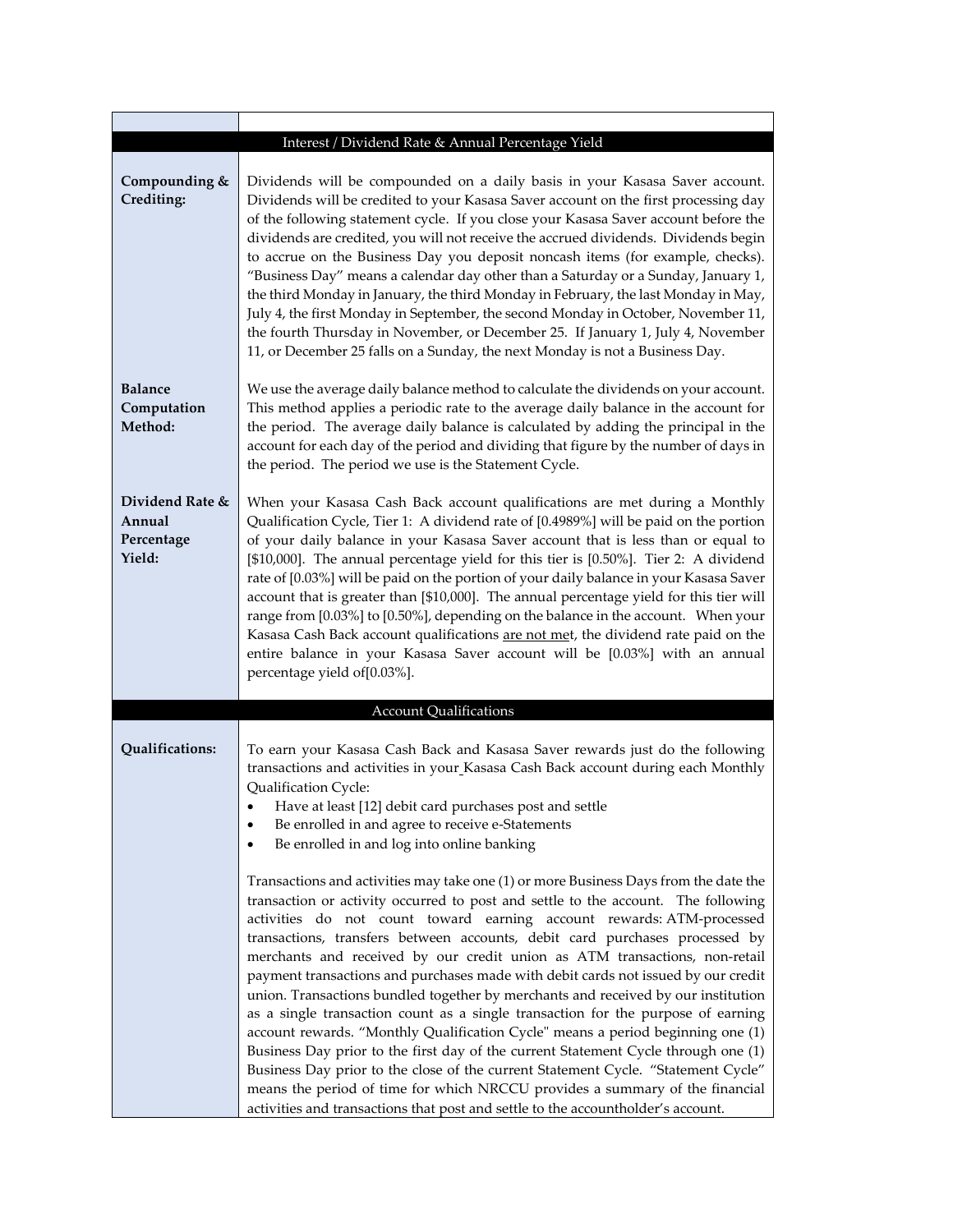| | |
|---|---|
| **Interest / Dividend Rate & Annual Percentage Yield** | |
| **Compounding & Crediting:** | Dividends will be compounded on a daily basis in your Kasasa Saver account. Dividends will be credited to your Kasasa Saver account on the first processing day of the following statement cycle. If you close your Kasasa Saver account before the dividends are credited, you will not receive the accrued dividends. Dividends begin to accrue on the Business Day you deposit noncash items (for example, checks). "Business Day" means a calendar day other than a Saturday or a Sunday, January 1, the third Monday in January, the third Monday in February, the last Monday in May, July 4, the first Monday in September, the second Monday in October, November 11, the fourth Thursday in November, or December 25. If January 1, July 4, November 11, or December 25 falls on a Sunday, the next Monday is not a Business Day. |
| **Balance Computation Method:** | We use the average daily balance method to calculate the dividends on your account. This method applies a periodic rate to the average daily balance in the account for the period. The average daily balance is calculated by adding the principal in the account for each day of the period and dividing that figure by the number of days in the period. The period we use is the Statement Cycle. |
| **Dividend Rate & Annual Percentage Yield:** | When your Kasasa Cash Back account qualifications are met during a Monthly Qualification Cycle, Tier 1: A dividend rate of [0.4989%] will be paid on the portion of your daily balance in your Kasasa Saver account that is less than or equal to [$10,000]. The annual percentage yield for this tier is [0.50%]. Tier 2: A dividend rate of [0.03%] will be paid on the portion of your daily balance in your Kasasa Saver account that is greater than [$10,000]. The annual percentage yield for this tier will range from [0.03%] to [0.50%], depending on the balance in the account. When your Kasasa Cash Back account qualifications <u>are not met</u>, the dividend rate paid on the entire balance in your Kasasa Saver account will be [0.03%] with an annual percentage yield of[0.03%]. |
| **Account Qualifications** | |
| **Qualifications:** | To earn your Kasasa Cash Back and Kasasa Saver rewards just do the following transactions and activities in your Kasasa Cash Back account during each Monthly Qualification Cycle:<br>• Have at least [12] debit card purchases post and settle<br>• Be enrolled in and agree to receive e-Statements<br>• Be enrolled in and log into online banking<br><br>Transactions and activities may take one (1) or more Business Days from the date the transaction or activity occurred to post and settle to the account. The following activities do not count toward earning account rewards: ATM-processed transactions, transfers between accounts, debit card purchases processed by merchants and received by our credit union as ATM transactions, non-retail payment transactions and purchases made with debit cards not issued by our credit union. Transactions bundled together by merchants and received by our institution as a single transaction count as a single transaction for the purpose of earning account rewards. "Monthly Qualification Cycle" means a period beginning one (1) Business Day prior to the first day of the current Statement Cycle through one (1) Business Day prior to the close of the current Statement Cycle. "Statement Cycle" means the period of time for which NRCCU provides a summary of the financial activities and transactions that post and settle to the accountholder's account. |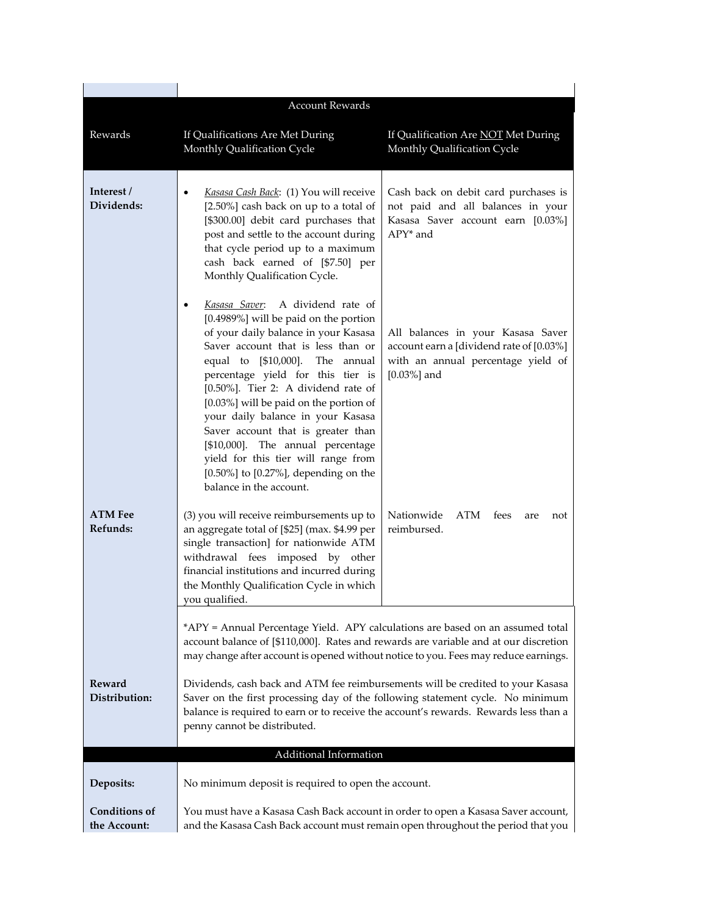## Account Rewards

| Rewards | If Qualifications Are Met During Monthly Qualification Cycle | If Qualification Are NOT Met During Monthly Qualification Cycle |
|---|---|---|
| **Interest / Dividends:** | • *Kasasa Cash Back*: (1) You will receive [2.50%] cash back on up to a total of [$300.00] debit card purchases that post and settle to the account during that cycle period up to a maximum cash back earned of [$7.50] per Monthly Qualification Cycle. | Cash back on debit card purchases is not paid and all balances in your Kasasa Saver account earn [0.03%] APY* and |
| | • *Kasasa Saver*: A dividend rate of [0.4989%] will be paid on the portion of your daily balance in your Kasasa Saver account that is less than or equal to [$10,000]. The annual percentage yield for this tier is [0.50%]. Tier 2: A dividend rate of [0.03%] will be paid on the portion of your daily balance in your Kasasa Saver account that is greater than [$10,000]. The annual percentage yield for this tier will range from [0.50%] to [0.27%], depending on the balance in the account. | All balances in your Kasasa Saver account earn a [dividend rate of [0.03%] with an annual percentage yield of [0.03%] and |
| **ATM Fee Refunds:** | (3) you will receive reimbursements up to an aggregate total of [$25] (max. $4.99 per single transaction] for nationwide ATM withdrawal fees imposed by other financial institutions and incurred during the Monthly Qualification Cycle in which you qualified. | Nationwide ATM fees are not reimbursed. |

*APY = Annual Percentage Yield. APY calculations are based on an assumed total account balance of [$110,000]. Rates and rewards are variable and at our discretion may change after account is opened without notice to you. Fees may reduce earnings.

**Reward Distribution:** Dividends, cash back and ATM fee reimbursements will be credited to your Kasasa Saver on the first processing day of the following statement cycle. No minimum balance is required to earn or to receive the account's rewards. Rewards less than a penny cannot be distributed.

## Additional Information

**Deposits:** No minimum deposit is required to open the account.

**Conditions of the Account:** You must have a Kasasa Cash Back account in order to open a Kasasa Saver account, and the Kasasa Cash Back account must remain open throughout the period that you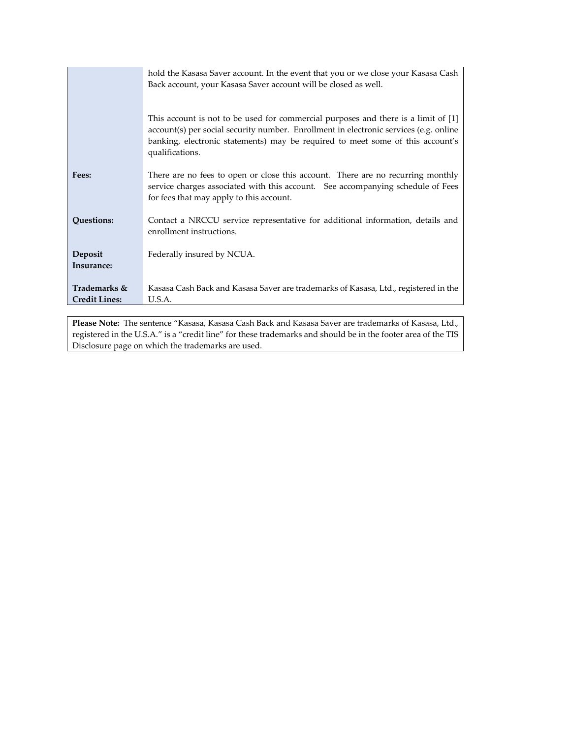| | |
|---|---|
| | hold the Kasasa Saver account. In the event that you or we close your Kasasa Cash Back account, your Kasasa Saver account will be closed as well.<br><br>This account is not to be used for commercial purposes and there is a limit of [1] account(s) per social security number. Enrollment in electronic services (e.g. online banking, electronic statements) may be required to meet some of this account's qualifications. |
| **Fees:** | There are no fees to open or close this account. There are no recurring monthly service charges associated with this account. See accompanying schedule of Fees for fees that may apply to this account. |
| **Questions:** | Contact a NRCCU service representative for additional information, details and enrollment instructions. |
| **Deposit Insurance:** | Federally insured by NCUA. |
| **Trademarks & Credit Lines:** | Kasasa Cash Back and Kasasa Saver are trademarks of Kasasa, Ltd., registered in the U.S.A. |

**Please Note:** The sentence "Kasasa, Kasasa Cash Back and Kasasa Saver are trademarks of Kasasa, Ltd., registered in the U.S.A." is a "credit line" for these trademarks and should be in the footer area of the TIS Disclosure page on which the trademarks are used.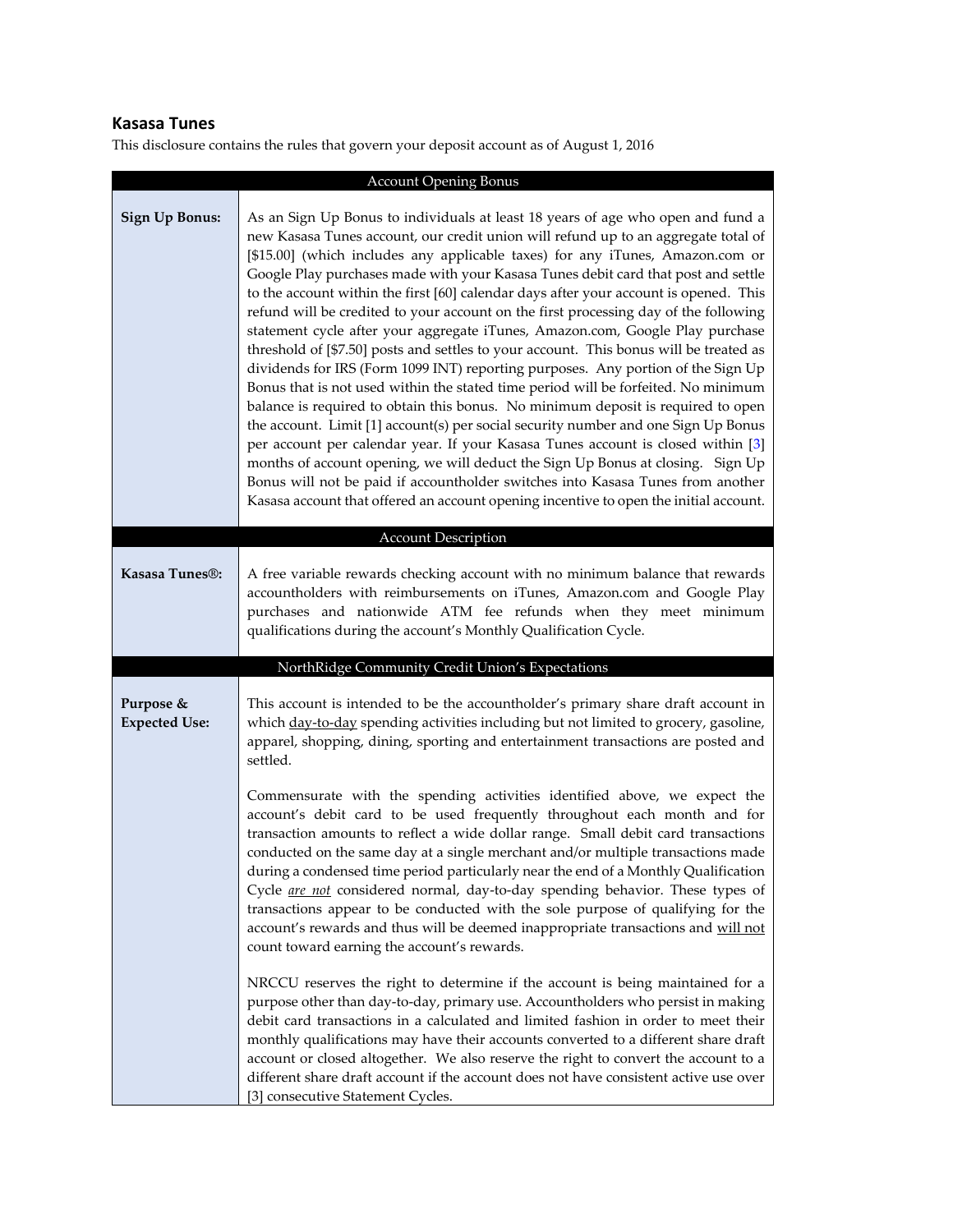## Kasasa Tunes

This disclosure contains the rules that govern your deposit account as of August 1, 2016

| Account Opening Bonus | |
|---|---|
| **Sign Up Bonus:** | As an Sign Up Bonus to individuals at least 18 years of age who open and fund a new Kasasa Tunes account, our credit union will refund up to an aggregate total of [$15.00] (which includes any applicable taxes) for any iTunes, Amazon.com or Google Play purchases made with your Kasasa Tunes debit card that post and settle to the account within the first [60] calendar days after your account is opened. This refund will be credited to your account on the first processing day of the following statement cycle after your aggregate iTunes, Amazon.com, Google Play purchase threshold of [$7.50] posts and settles to your account. This bonus will be treated as dividends for IRS (Form 1099 INT) reporting purposes. Any portion of the Sign Up Bonus that is not used within the stated time period will be forfeited. No minimum balance is required to obtain this bonus. No minimum deposit is required to open the account. Limit [1] account(s) per social security number and one Sign Up Bonus per account per calendar year. If your Kasasa Tunes account is closed within [3] months of account opening, we will deduct the Sign Up Bonus at closing. Sign Up Bonus will not be paid if accountholder switches into Kasasa Tunes from another Kasasa account that offered an account opening incentive to open the initial account. |
| **Account Description** | |
| **Kasasa Tunes®:** | A free variable rewards checking account with no minimum balance that rewards accountholders with reimbursements on iTunes, Amazon.com and Google Play purchases and nationwide ATM fee refunds when they meet minimum qualifications during the account's Monthly Qualification Cycle. |
| **NorthRidge Community Credit Union's Expectations** | |
| **Purpose & Expected Use:** | This account is intended to be the accountholder's primary share draft account in which day-to-day spending activities including but not limited to grocery, gasoline, apparel, shopping, dining, sporting and entertainment transactions are posted and settled.<br><br>Commensurate with the spending activities identified above, we expect the account's debit card to be used frequently throughout each month and for transaction amounts to reflect a wide dollar range. Small debit card transactions conducted on the same day at a single merchant and/or multiple transactions made during a condensed time period particularly near the end of a Monthly Qualification Cycle ***are not*** considered normal, day-to-day spending behavior. These types of transactions appear to be conducted with the sole purpose of qualifying for the account's rewards and thus will be deemed inappropriate transactions and will not count toward earning the account's rewards.<br><br>NRCCU reserves the right to determine if the account is being maintained for a purpose other than day-to-day, primary use. Accountholders who persist in making debit card transactions in a calculated and limited fashion in order to meet their monthly qualifications may have their accounts converted to a different share draft account or closed altogether. We also reserve the right to convert the account to a different share draft account if the account does not have consistent active use over [3] consecutive Statement Cycles. |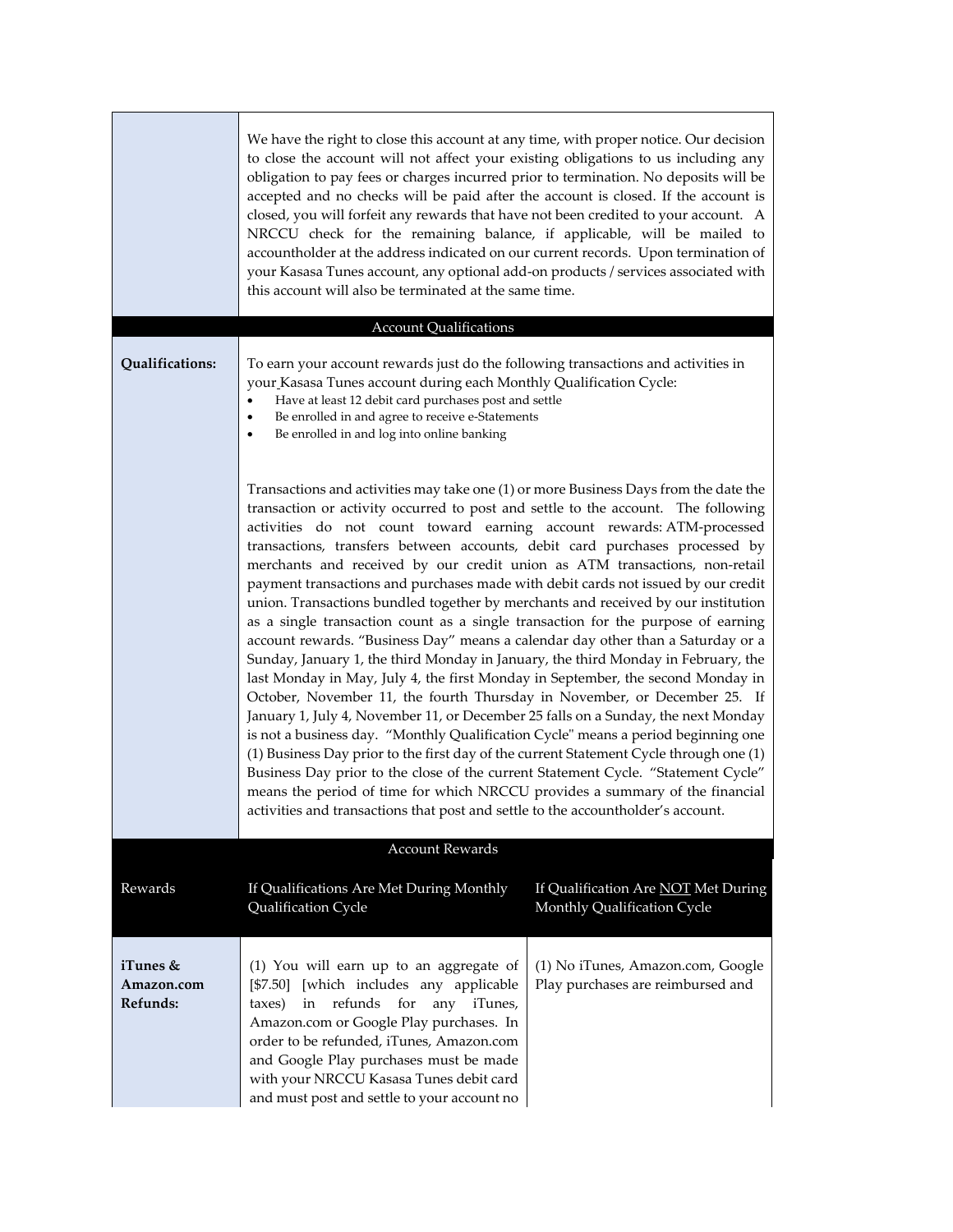|  | We have the right to close this account at any time, with proper notice. Our decision to close the account will not affect your existing obligations to us including any obligation to pay fees or charges incurred prior to termination. No deposits will be accepted and no checks will be paid after the account is closed. If the account is closed, you will forfeit any rewards that have not been credited to your account. A NRCCU check for the remaining balance, if applicable, will be mailed to accountholder at the address indicated on our current records. Upon termination of your Kasasa Tunes account, any optional add-on products / services associated with this account will also be terminated at the same time. |
|---|---|
| **Account Qualifications** | |
| **Qualifications:** | To earn your account rewards just do the following transactions and activities in your Kasasa Tunes account during each Monthly Qualification Cycle:<br>• Have at least 12 debit card purchases post and settle<br>• Be enrolled in and agree to receive e-Statements<br>• Be enrolled in and log into online banking<br><br>Transactions and activities may take one (1) or more Business Days from the date the transaction or activity occurred to post and settle to the account. The following activities do not count toward earning account rewards: ATM-processed transactions, transfers between accounts, debit card purchases processed by merchants and received by our credit union as ATM transactions, non-retail payment transactions and purchases made with debit cards not issued by our credit union. Transactions bundled together by merchants and received by our institution as a single transaction count as a single transaction for the purpose of earning account rewards. "Business Day" means a calendar day other than a Saturday or a Sunday, January 1, the third Monday in January, the third Monday in February, the last Monday in May, July 4, the first Monday in September, the second Monday in October, November 11, the fourth Thursday in November, or December 25. If January 1, July 4, November 11, or December 25 falls on a Sunday, the next Monday is not a business day. "Monthly Qualification Cycle" means a period beginning one (1) Business Day prior to the first day of the current Statement Cycle through one (1) Business Day prior to the close of the current Statement Cycle. "Statement Cycle" means the period of time for which NRCCU provides a summary of the financial activities and transactions that post and settle to the accountholder's account. |

| Account Rewards | | |
|---|---|---|
| Rewards | If Qualifications Are Met During Monthly Qualification Cycle | If Qualification Are NOT Met During Monthly Qualification Cycle |
| **iTunes & Amazon.com Refunds:** | (1) You will earn up to an aggregate of [$7.50] [which includes any applicable taxes) in refunds for any iTunes, Amazon.com or Google Play purchases. In order to be refunded, iTunes, Amazon.com and Google Play purchases must be made with your NRCCU Kasasa Tunes debit card and must post and settle to your account no | (1) No iTunes, Amazon.com, Google Play purchases are reimbursed and |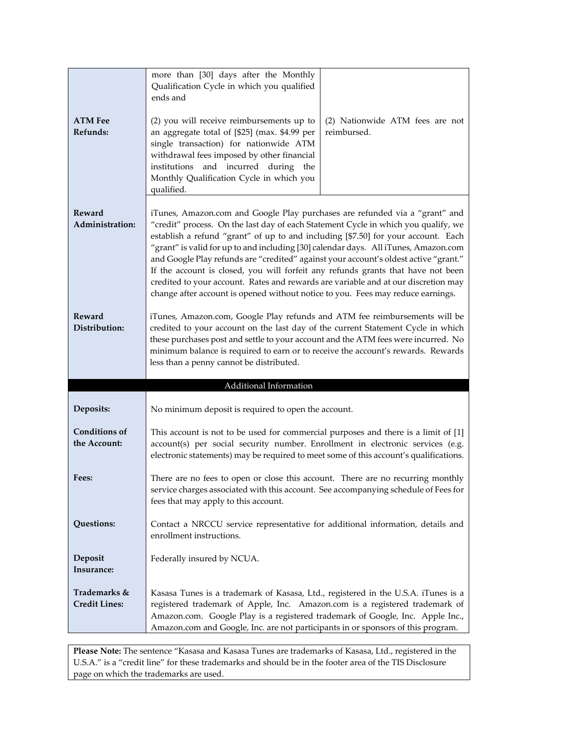| | | |
|---|---|---|
| **ATM Fee Refunds:** | more than [30] days after the Monthly Qualification Cycle in which you qualified ends and<br><br>(2) you will receive reimbursements up to an aggregate total of [$25] (max. $4.99 per single transaction) for nationwide ATM withdrawal fees imposed by other financial institutions and incurred during the Monthly Qualification Cycle in which you qualified. | (2) Nationwide ATM fees are not reimbursed. |
| **Reward Administration:** | iTunes, Amazon.com and Google Play purchases are refunded via a "grant" and "credit" process. On the last day of each Statement Cycle in which you qualify, we establish a refund "grant" of up to and including [$7.50] for your account. Each "grant" is valid for up to and including [30] calendar days. All iTunes, Amazon.com and Google Play refunds are "credited" against your account's oldest active "grant." If the account is closed, you will forfeit any refunds grants that have not been credited to your account. Rates and rewards are variable and at our discretion may change after account is opened without notice to you. Fees may reduce earnings. | |
| **Reward Distribution:** | iTunes, Amazon.com, Google Play refunds and ATM fee reimbursements will be credited to your account on the last day of the current Statement Cycle in which these purchases post and settle to your account and the ATM fees were incurred. No minimum balance is required to earn or to receive the account's rewards. Rewards less than a penny cannot be distributed. | |

| Additional Information | |
|---|---|
| **Deposits:** | No minimum deposit is required to open the account. |
| **Conditions of the Account:** | This account is not to be used for commercial purposes and there is a limit of [1] account(s) per social security number. Enrollment in electronic services (e.g. electronic statements) may be required to meet some of this account's qualifications. |
| **Fees:** | There are no fees to open or close this account. There are no recurring monthly service charges associated with this account. See accompanying schedule of Fees for fees that may apply to this account. |
| **Questions:** | Contact a NRCCU service representative for additional information, details and enrollment instructions. |
| **Deposit Insurance:** | Federally insured by NCUA. |
| **Trademarks & Credit Lines:** | Kasasa Tunes is a trademark of Kasasa, Ltd., registered in the U.S.A. iTunes is a registered trademark of Apple, Inc. Amazon.com is a registered trademark of Amazon.com. Google Play is a registered trademark of Google, Inc. Apple Inc., Amazon.com and Google, Inc. are not participants in or sponsors of this program. |

**Please Note:** The sentence "Kasasa and Kasasa Tunes are trademarks of Kasasa, Ltd., registered in the U.S.A." is a "credit line" for these trademarks and should be in the footer area of the TIS Disclosure page on which the trademarks are used.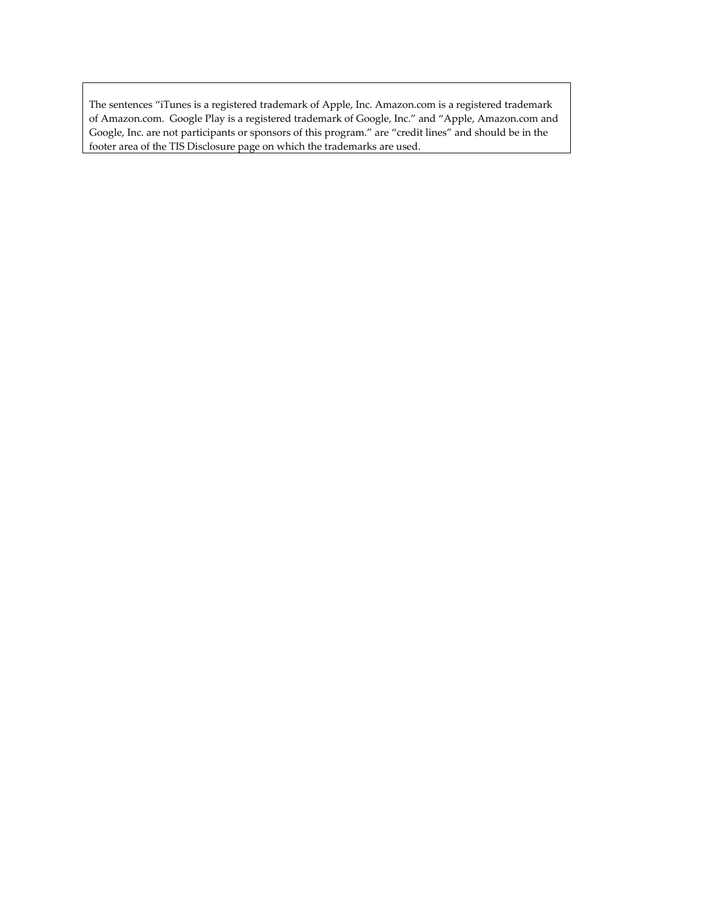The sentences “iTunes is a registered trademark of Apple, Inc. Amazon.com is a registered trademark of Amazon.com.  Google Play is a registered trademark of Google, Inc.” and “Apple, Amazon.com and Google, Inc. are not participants or sponsors of this program.” are “credit lines” and should be in the footer area of the TIS Disclosure page on which the trademarks are used.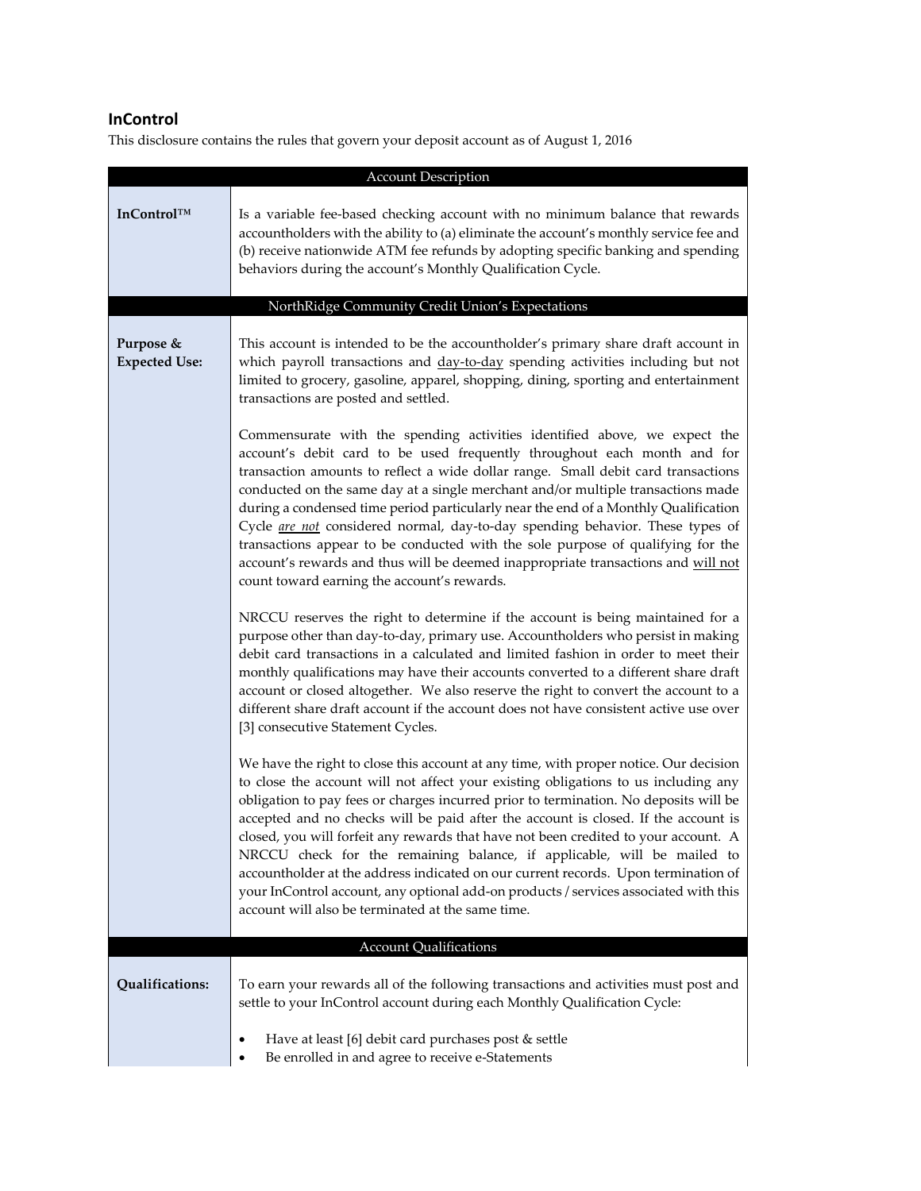## InControl

This disclosure contains the rules that govern your deposit account as of August 1, 2016

| Account Description | |
|---|---|
| **InControl™** | Is a variable fee-based checking account with no minimum balance that rewards accountholders with the ability to (a) eliminate the account's monthly service fee and (b) receive nationwide ATM fee refunds by adopting specific banking and spending behaviors during the account's Monthly Qualification Cycle. |
| **NorthRidge Community Credit Union's Expectations** | |
| **Purpose & Expected Use:** | This account is intended to be the accountholder's primary share draft account in which payroll transactions and <u>day-to-day</u> spending activities including but not limited to grocery, gasoline, apparel, shopping, dining, sporting and entertainment transactions are posted and settled.<br><br>Commensurate with the spending activities identified above, we expect the account's debit card to be used frequently throughout each month and for transaction amounts to reflect a wide dollar range. Small debit card transactions conducted on the same day at a single merchant and/or multiple transactions made during a condensed time period particularly near the end of a Monthly Qualification Cycle <u>*are not*</u> considered normal, day-to-day spending behavior. These types of transactions appear to be conducted with the sole purpose of qualifying for the account's rewards and thus will be deemed inappropriate transactions and <u>will not</u> count toward earning the account's rewards.<br><br>NRCCU reserves the right to determine if the account is being maintained for a purpose other than day-to-day, primary use. Accountholders who persist in making debit card transactions in a calculated and limited fashion in order to meet their monthly qualifications may have their accounts converted to a different share draft account or closed altogether. We also reserve the right to convert the account to a different share draft account if the account does not have consistent active use over [3] consecutive Statement Cycles.<br><br>We have the right to close this account at any time, with proper notice. Our decision to close the account will not affect your existing obligations to us including any obligation to pay fees or charges incurred prior to termination. No deposits will be accepted and no checks will be paid after the account is closed. If the account is closed, you will forfeit any rewards that have not been credited to your account. A NRCCU check for the remaining balance, if applicable, will be mailed to accountholder at the address indicated on our current records. Upon termination of your InControl account, any optional add-on products / services associated with this account will also be terminated at the same time. |
| **Account Qualifications** | |
| **Qualifications:** | To earn your rewards all of the following transactions and activities must post and settle to your InControl account during each Monthly Qualification Cycle:<br><br>• Have at least [6] debit card purchases post & settle<br>• Be enrolled in and agree to receive e-Statements |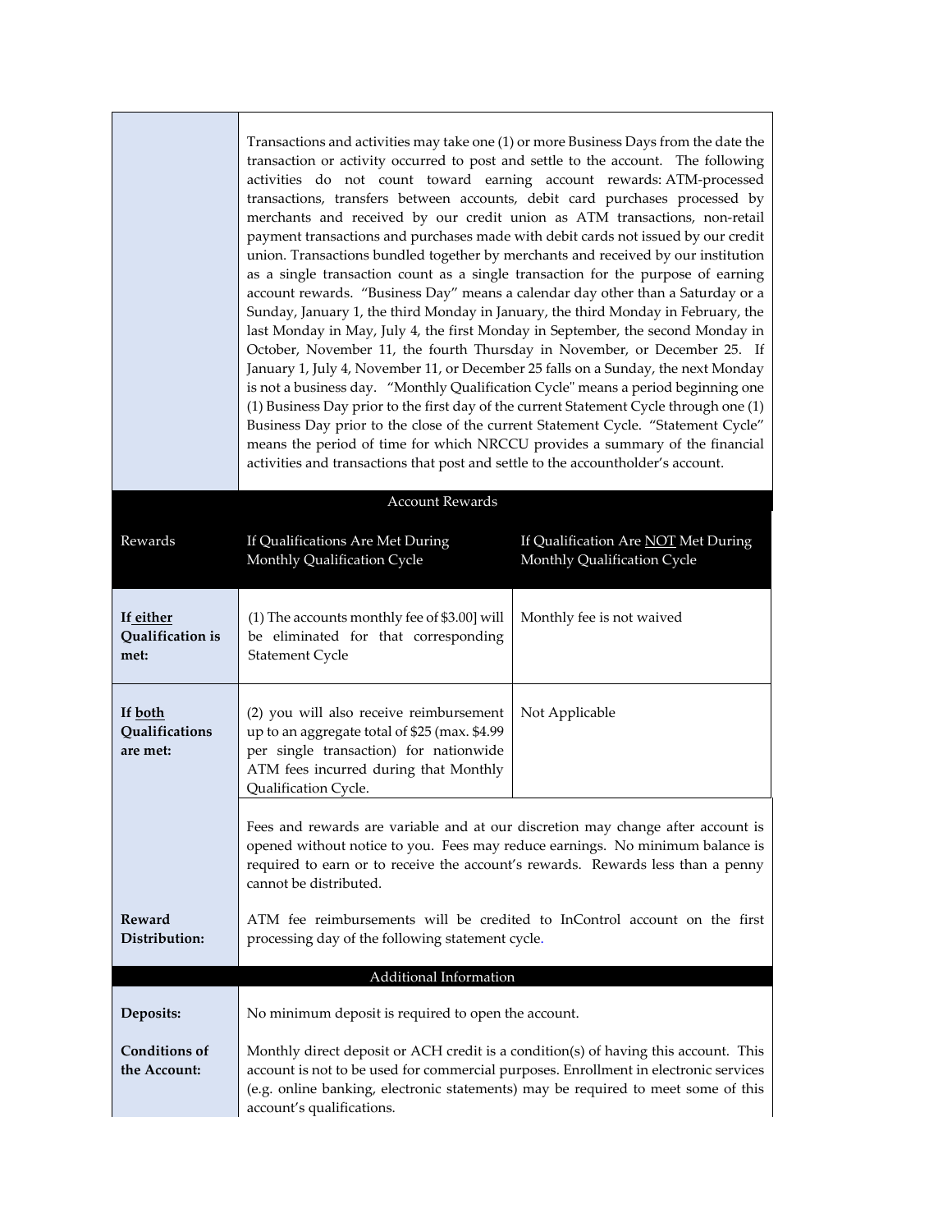|  |  |  |
| --- | --- | --- |
|  | Transactions and activities may take one (1) or more Business Days from the date the transaction or activity occurred to post and settle to the account. The following activities do not count toward earning account rewards: ATM-processed transactions, transfers between accounts, debit card purchases processed by merchants and received by our credit union as ATM transactions, non-retail payment transactions and purchases made with debit cards not issued by our credit union. Transactions bundled together by merchants and received by our institution as a single transaction count as a single transaction for the purpose of earning account rewards. "Business Day" means a calendar day other than a Saturday or a Sunday, January 1, the third Monday in January, the third Monday in February, the last Monday in May, July 4, the first Monday in September, the second Monday in October, November 11, the fourth Thursday in November, or December 25. If January 1, July 4, November 11, or December 25 falls on a Sunday, the next Monday is not a business day. "Monthly Qualification Cycle" means a period beginning one (1) Business Day prior to the first day of the current Statement Cycle through one (1) Business Day prior to the close of the current Statement Cycle. "Statement Cycle" means the period of time for which NRCCU provides a summary of the financial activities and transactions that post and settle to the accountholder's account. |  |
| **Account Rewards** |  |  |
| Rewards | If Qualifications Are Met During Monthly Qualification Cycle | If Qualification Are NOT Met During Monthly Qualification Cycle |
| **If either Qualification is met:** | (1) The accounts monthly fee of $3.00] will be eliminated for that corresponding Statement Cycle | Monthly fee is not waived |
| **If both Qualifications are met:** | (2) you will also receive reimbursement up to an aggregate total of $25 (max. $4.99 per single transaction) for nationwide ATM fees incurred during that Monthly Qualification Cycle. | Not Applicable |
|  | Fees and rewards are variable and at our discretion may change after account is opened without notice to you. Fees may reduce earnings. No minimum balance is required to earn or to receive the account's rewards. Rewards less than a penny cannot be distributed. |  |
| **Reward Distribution:** | ATM fee reimbursements will be credited to InControl account on the first processing day of the following statement cycle. |  |
| **Additional Information** |  |  |
| **Deposits:** | No minimum deposit is required to open the account. |  |
| **Conditions of the Account:** | Monthly direct deposit or ACH credit is a condition(s) of having this account. This account is not to be used for commercial purposes. Enrollment in electronic services (e.g. online banking, electronic statements) may be required to meet some of this account's qualifications. |  |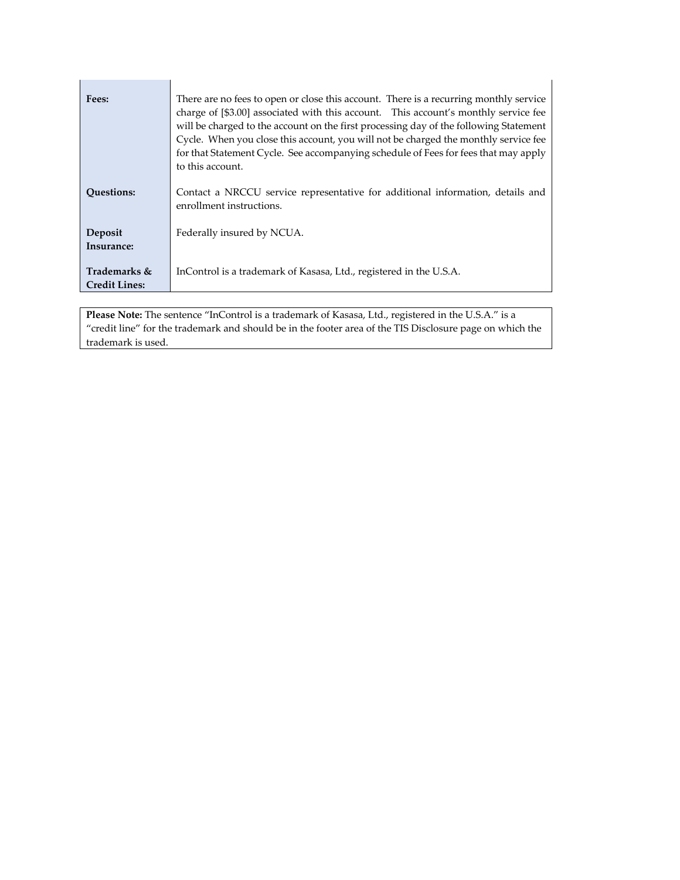| | |
|---|---|
| **Fees:** | There are no fees to open or close this account. There is a recurring monthly service charge of [$3.00] associated with this account. This account's monthly service fee will be charged to the account on the first processing day of the following Statement Cycle. When you close this account, you will not be charged the monthly service fee for that Statement Cycle. See accompanying schedule of Fees for fees that may apply to this account. |
| **Questions:** | Contact a NRCCU service representative for additional information, details and enrollment instructions. |
| **Deposit Insurance:** | Federally insured by NCUA. |
| **Trademarks & Credit Lines:** | InControl is a trademark of Kasasa, Ltd., registered in the U.S.A. |

**Please Note:** The sentence "InControl is a trademark of Kasasa, Ltd., registered in the U.S.A." is a "credit line" for the trademark and should be in the footer area of the TIS Disclosure page on which the trademark is used.